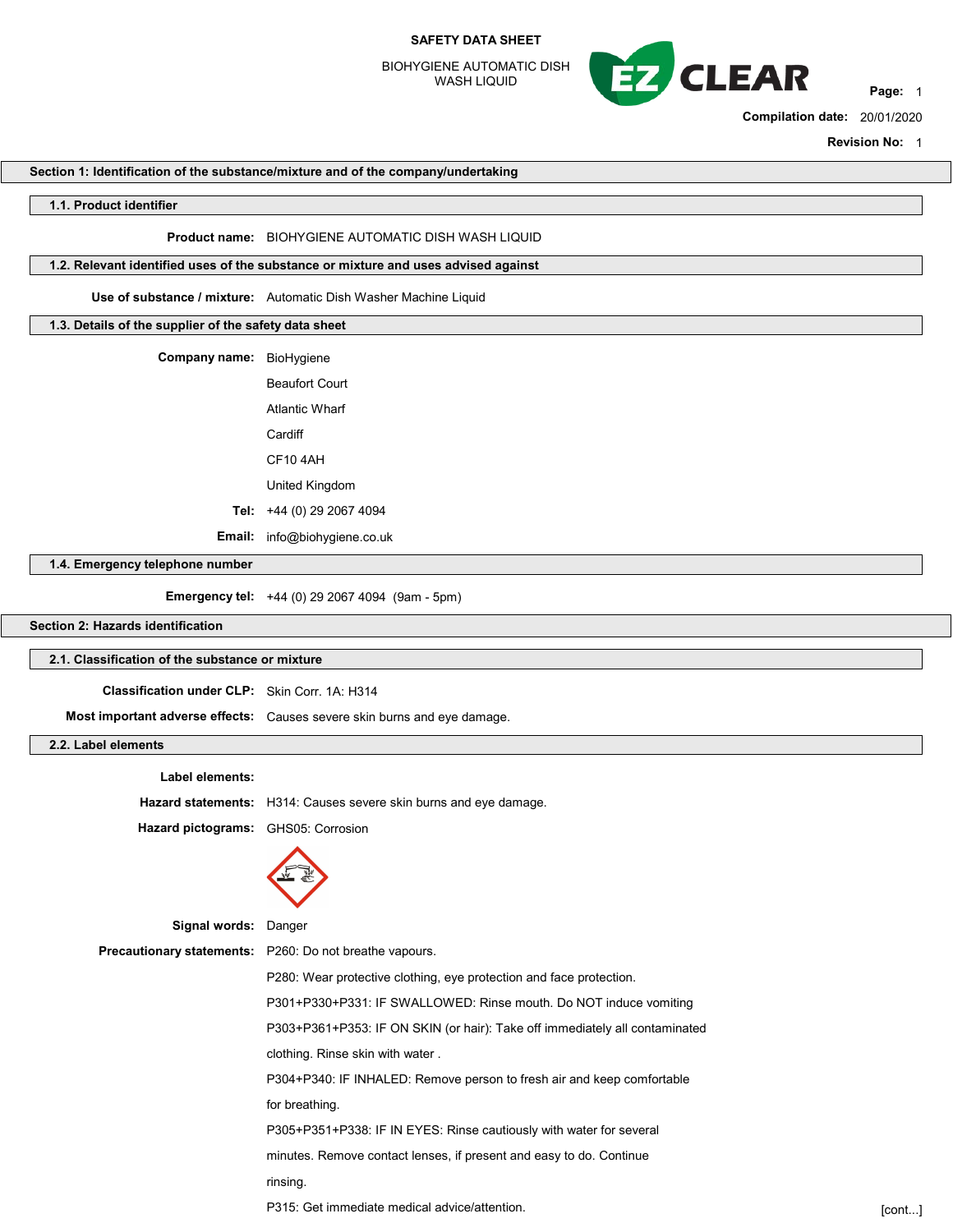# SAFETY DATA SHEET

BIOHYGIENE AUTOMATIC DISH WASH LIQUID

**Compilation date:** 20/01/2020

**Revision No:** 1

## Section 1: Identification of the substance/mixture and of the company/undertaking

### 1.1. Product identifier

**Product name:** BIOHYGIENE AUTOMATIC DISH WASH LIQUID

### 1.2. Relevant identified uses of the substance or mixture and uses advised against

**Use of substance / mixture:** Automatic Dish Washer Machine Liquid

### 1.3. Details of the supplier of the safety data sheet

**Company name:** BioHygiene

Beaufort Court

Atlantic Wharf

Cardiff

CF10 4AH

United Kingdom

**Tel:** +44 (0) 29 2067 4094

**Email:** info@biohygiene.co.uk

### 1.4. Emergency telephone number

**Emergency tel:** +44 (0) 29 2067 4094 (9am - 5pm)

## Section 2: Hazards identification

### 2.1. Classification of the substance or mixture

**Classification under CLP:** Skin Corr. 1A: H314

**Most important adverse effects:** Causes severe skin burns and eye damage.

### 2.2. Label elements

**Label elements:**

**Hazard statements:** H314: Causes severe skin burns and eye damage.

**Hazard pictograms:** GHS05: Corrosion

**Signal words:** Danger

**Precautionary statements:** P260: Do not breathe vapours.

P280: Wear protective clothing, eye protection and face protection.

P301+P330+P331: IF SWALLOWED: Rinse mouth. Do NOT induce vomiting

P303+P361+P353: IF ON SKIN (or hair): Take off immediately all contaminated clothing. Rinse skin with water .

P304+P340: IF INHALED: Remove person to fresh air and keep comfortable for breathing.

P305+P351+P338: IF IN EYES: Rinse cautiously with water for several minutes. Remove contact lenses, if present and easy to do. Continue rinsing.

P315: Get immediate medical advice/attention.

[cont...]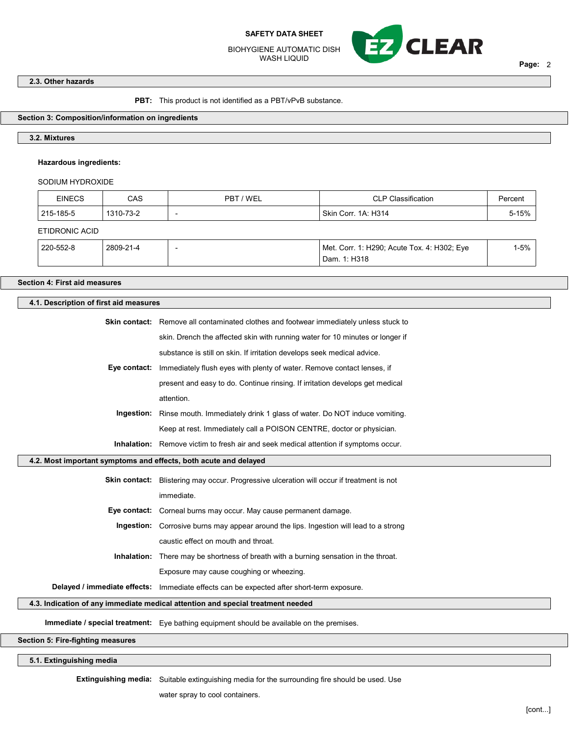### 2.3. Other hazards

**PBT:** This product is not identified as a PBT/vPvB substance.

## Section 3: Composition/information on ingredients

### 3.2. Mixtures

**Hazardous ingredients:**

SODIUM HYDROXIDE

| EINECS | CAS | PBT / WEL | CLP Classification | Percent |
|---|---|---|---|---|
| 215-185-5 | 1310-73-2 | - | Skin Corr. 1A: H314 | 5-15% |

ETIDRONIC ACID

| EINECS | CAS | PBT / WEL | CLP Classification | Percent |
|---|---|---|---|---|
| 220-552-8 | 2809-21-4 | - | Met. Corr. 1: H290; Acute Tox. 4: H302; Eye Dam. 1: H318 | 1-5% |

## Section 4: First aid measures

### 4.1. Description of first aid measures

**Skin contact:** Remove all contaminated clothes and footwear immediately unless stuck to skin. Drench the affected skin with running water for 10 minutes or longer if substance is still on skin. If irritation develops seek medical advice.

**Eye contact:** Immediately flush eyes with plenty of water. Remove contact lenses, if present and easy to do. Continue rinsing. If irritation develops get medical attention.

**Ingestion:** Rinse mouth. Immediately drink 1 glass of water. Do NOT induce vomiting. Keep at rest. Immediately call a POISON CENTRE, doctor or physician.

**Inhalation:** Remove victim to fresh air and seek medical attention if symptoms occur.

### 4.2. Most important symptoms and effects, both acute and delayed

**Skin contact:** Blistering may occur. Progressive ulceration will occur if treatment is not immediate.

**Eye contact:** Corneal burns may occur. May cause permanent damage.

**Ingestion:** Corrosive burns may appear around the lips. Ingestion will lead to a strong caustic effect on mouth and throat.

**Inhalation:** There may be shortness of breath with a burning sensation in the throat. Exposure may cause coughing or wheezing.

**Delayed / immediate effects:** Immediate effects can be expected after short-term exposure.

### 4.3. Indication of any immediate medical attention and special treatment needed

**Immediate / special treatment:** Eye bathing equipment should be available on the premises.

## Section 5: Fire-fighting measures

### 5.1. Extinguishing media

**Extinguishing media:** Suitable extinguishing media for the surrounding fire should be used. Use water spray to cool containers.

[cont...]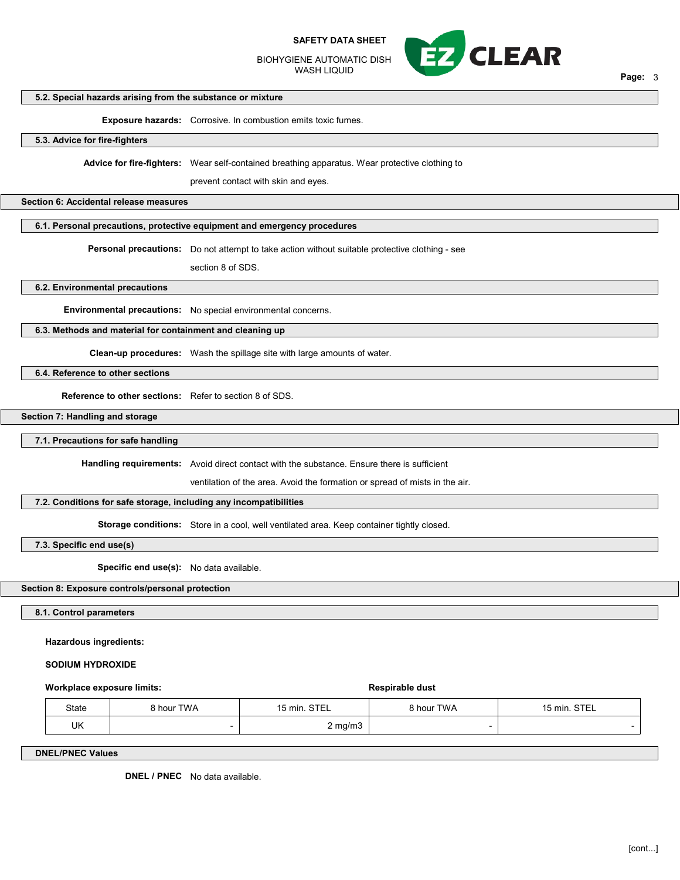### 5.2. Special hazards arising from the substance or mixture

**Exposure hazards:** Corrosive. In combustion emits toxic fumes.

### 5.3. Advice for fire-fighters

**Advice for fire-fighters:** Wear self-contained breathing apparatus. Wear protective clothing to prevent contact with skin and eyes.

## Section 6: Accidental release measures

### 6.1. Personal precautions, protective equipment and emergency procedures

**Personal precautions:** Do not attempt to take action without suitable protective clothing - see section 8 of SDS.

### 6.2. Environmental precautions

**Environmental precautions:** No special environmental concerns.

### 6.3. Methods and material for containment and cleaning up

**Clean-up procedures:** Wash the spillage site with large amounts of water.

### 6.4. Reference to other sections

**Reference to other sections:** Refer to section 8 of SDS.

## Section 7: Handling and storage

### 7.1. Precautions for safe handling

**Handling requirements:** Avoid direct contact with the substance. Ensure there is sufficient ventilation of the area. Avoid the formation or spread of mists in the air.

### 7.2. Conditions for safe storage, including any incompatibilities

**Storage conditions:** Store in a cool, well ventilated area. Keep container tightly closed.

### 7.3. Specific end use(s)

**Specific end use(s):** No data available.

## Section 8: Exposure controls/personal protection

### 8.1. Control parameters

**Hazardous ingredients:**

**SODIUM HYDROXIDE**

**Workplace exposure limits:**

| | Workplace exposure limits | | Respirable dust | |
|---|---|---|---|---|
| State | 8 hour TWA | 15 min. STEL | 8 hour TWA | 15 min. STEL |
| UK | - | 2 mg/m3 | - | - |

### DNEL/PNEC Values

**DNEL / PNEC** No data available.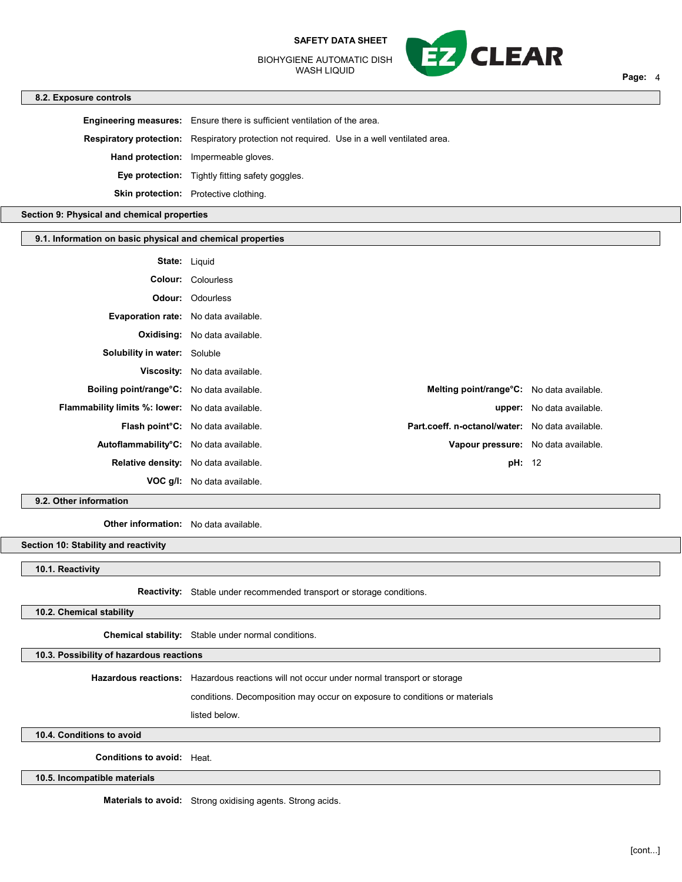### 8.2. Exposure controls

**Engineering measures:** Ensure there is sufficient ventilation of the area.

**Respiratory protection:** Respiratory protection not required. Use in a well ventilated area.

**Hand protection:** Impermeable gloves.

**Eye protection:** Tightly fitting safety goggles.

**Skin protection:** Protective clothing.

## Section 9: Physical and chemical properties

### 9.1. Information on basic physical and chemical properties

**State:** Liquid

**Colour:** Colourless

**Odour:** Odourless

**Evaporation rate:** No data available.

**Oxidising:** No data available.

**Solubility in water:** Soluble

**Viscosity:** No data available.

**Boiling point/range°C:** No data available.

**Melting point/range°C:** No data available.

**Flammability limits %: lower:** No data available.

**upper:** No data available.

**Flash point°C:** No data available.

**Part.coeff. n-octanol/water:** No data available.

**Autoflammability°C:** No data available.

**Vapour pressure:** No data available.

**Relative density:** No data available.

**pH:** 12

**VOC g/l:** No data available.

### 9.2. Other information

**Other information:** No data available.

## Section 10: Stability and reactivity

### 10.1. Reactivity

**Reactivity:** Stable under recommended transport or storage conditions.

### 10.2. Chemical stability

**Chemical stability:** Stable under normal conditions.

### 10.3. Possibility of hazardous reactions

**Hazardous reactions:** Hazardous reactions will not occur under normal transport or storage conditions. Decomposition may occur on exposure to conditions or materials listed below.

### 10.4. Conditions to avoid

**Conditions to avoid:** Heat.

### 10.5. Incompatible materials

**Materials to avoid:** Strong oxidising agents. Strong acids.

[cont...]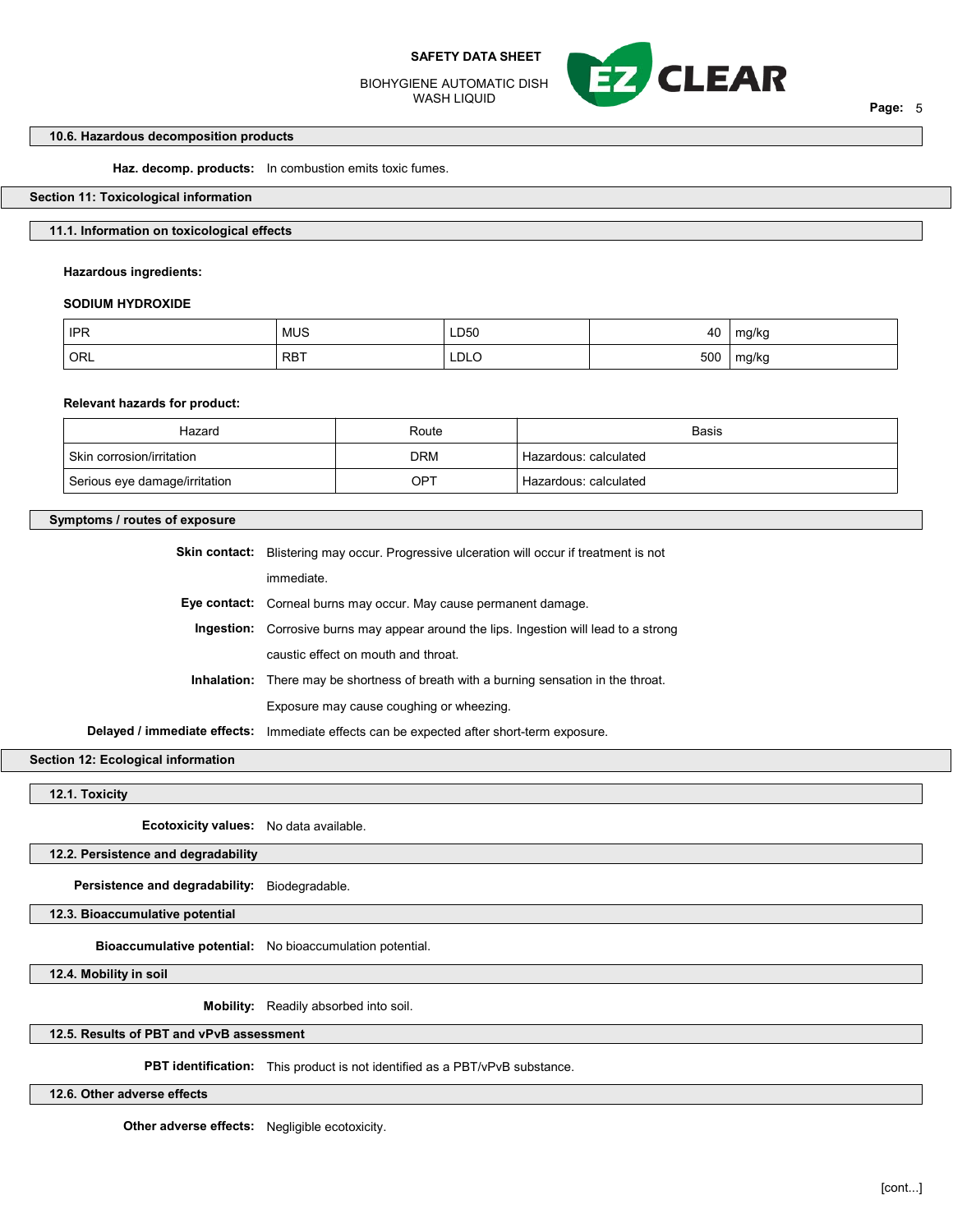### 10.6. Hazardous decomposition products

**Haz. decomp. products:** In combustion emits toxic fumes.

## Section 11: Toxicological information

### 11.1. Information on toxicological effects

**Hazardous ingredients:**

**SODIUM HYDROXIDE**

| | | | | |
|---|---|---|---|---|
| IPR | MUS | LD50 | 40 | mg/kg |
| ORL | RBT | LDLO | 500 | mg/kg |

**Relevant hazards for product:**

| Hazard | Route | Basis |
|---|---|---|
| Skin corrosion/irritation | DRM | Hazardous: calculated |
| Serious eye damage/irritation | OPT | Hazardous: calculated |

### Symptoms / routes of exposure

**Skin contact:** Blistering may occur. Progressive ulceration will occur if treatment is not immediate.

**Eye contact:** Corneal burns may occur. May cause permanent damage.

**Ingestion:** Corrosive burns may appear around the lips. Ingestion will lead to a strong caustic effect on mouth and throat.

**Inhalation:** There may be shortness of breath with a burning sensation in the throat. Exposure may cause coughing or wheezing.

**Delayed / immediate effects:** Immediate effects can be expected after short-term exposure.

## Section 12: Ecological information

### 12.1. Toxicity

**Ecotoxicity values:** No data available.

### 12.2. Persistence and degradability

**Persistence and degradability:** Biodegradable.

### 12.3. Bioaccumulative potential

**Bioaccumulative potential:** No bioaccumulation potential.

### 12.4. Mobility in soil

**Mobility:** Readily absorbed into soil.

### 12.5. Results of PBT and vPvB assessment

**PBT identification:** This product is not identified as a PBT/vPvB substance.

### 12.6. Other adverse effects

**Other adverse effects:** Negligible ecotoxicity.

[cont...]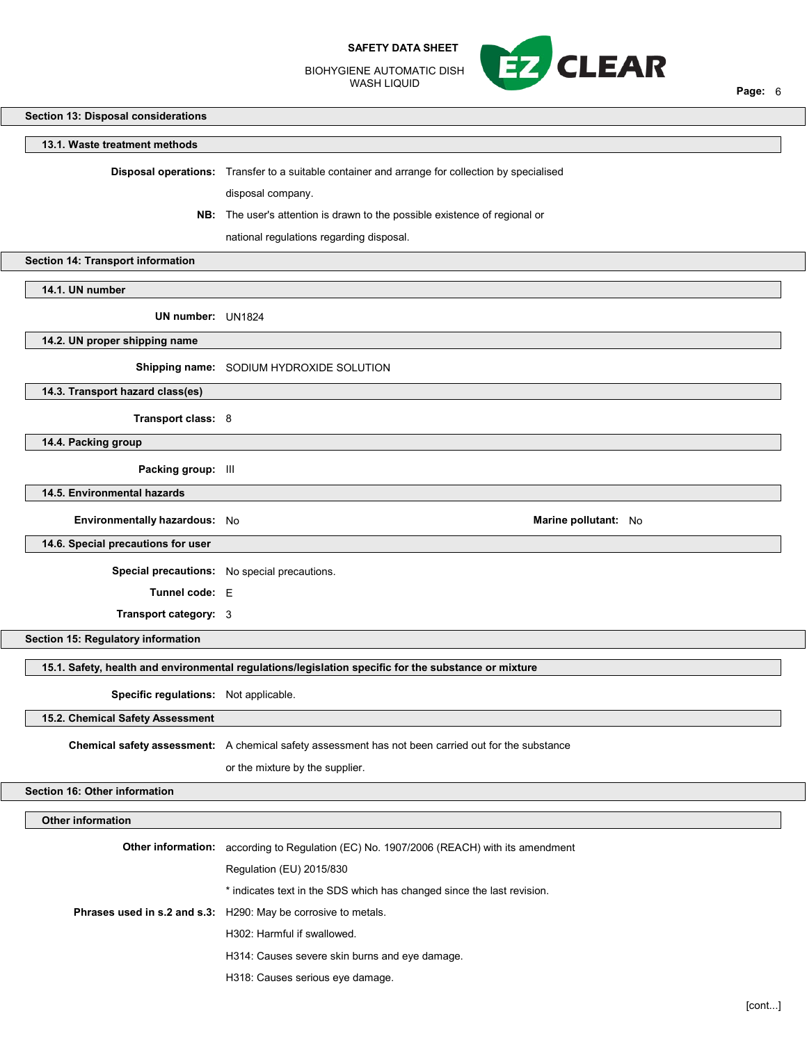## Section 13: Disposal considerations

### 13.1. Waste treatment methods

**Disposal operations:** Transfer to a suitable container and arrange for collection by specialised disposal company.

**NB:** The user's attention is drawn to the possible existence of regional or national regulations regarding disposal.

## Section 14: Transport information

### 14.1. UN number

**UN number:** UN1824

### 14.2. UN proper shipping name

**Shipping name:** SODIUM HYDROXIDE SOLUTION

### 14.3. Transport hazard class(es)

**Transport class:** 8

### 14.4. Packing group

**Packing group:** III

### 14.5. Environmental hazards

**Environmentally hazardous:** No

**Marine pollutant:** No

### 14.6. Special precautions for user

**Special precautions:** No special precautions.

**Tunnel code:** E

**Transport category:** 3

## Section 15: Regulatory information

### 15.1. Safety, health and environmental regulations/legislation specific for the substance or mixture

**Specific regulations:** Not applicable.

### 15.2. Chemical Safety Assessment

**Chemical safety assessment:** A chemical safety assessment has not been carried out for the substance or the mixture by the supplier.

## Section 16: Other information

### Other information

**Other information:** according to Regulation (EC) No. 1907/2006 (REACH) with its amendment Regulation (EU) 2015/830

* indicates text in the SDS which has changed since the last revision.

**Phrases used in s.2 and s.3:** H290: May be corrosive to metals.

H302: Harmful if swallowed.

H314: Causes severe skin burns and eye damage.

H318: Causes serious eye damage.

[cont...]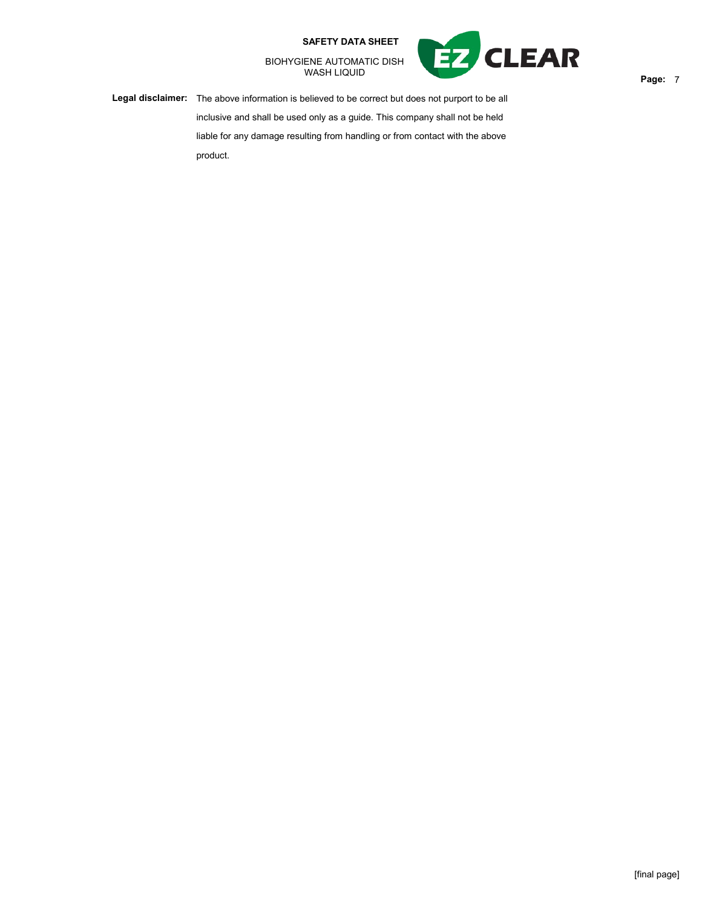**Legal disclaimer:** The above information is believed to be correct but does not purport to be all inclusive and shall be used only as a guide. This company shall not be held liable for any damage resulting from handling or from contact with the above product.

[final page]